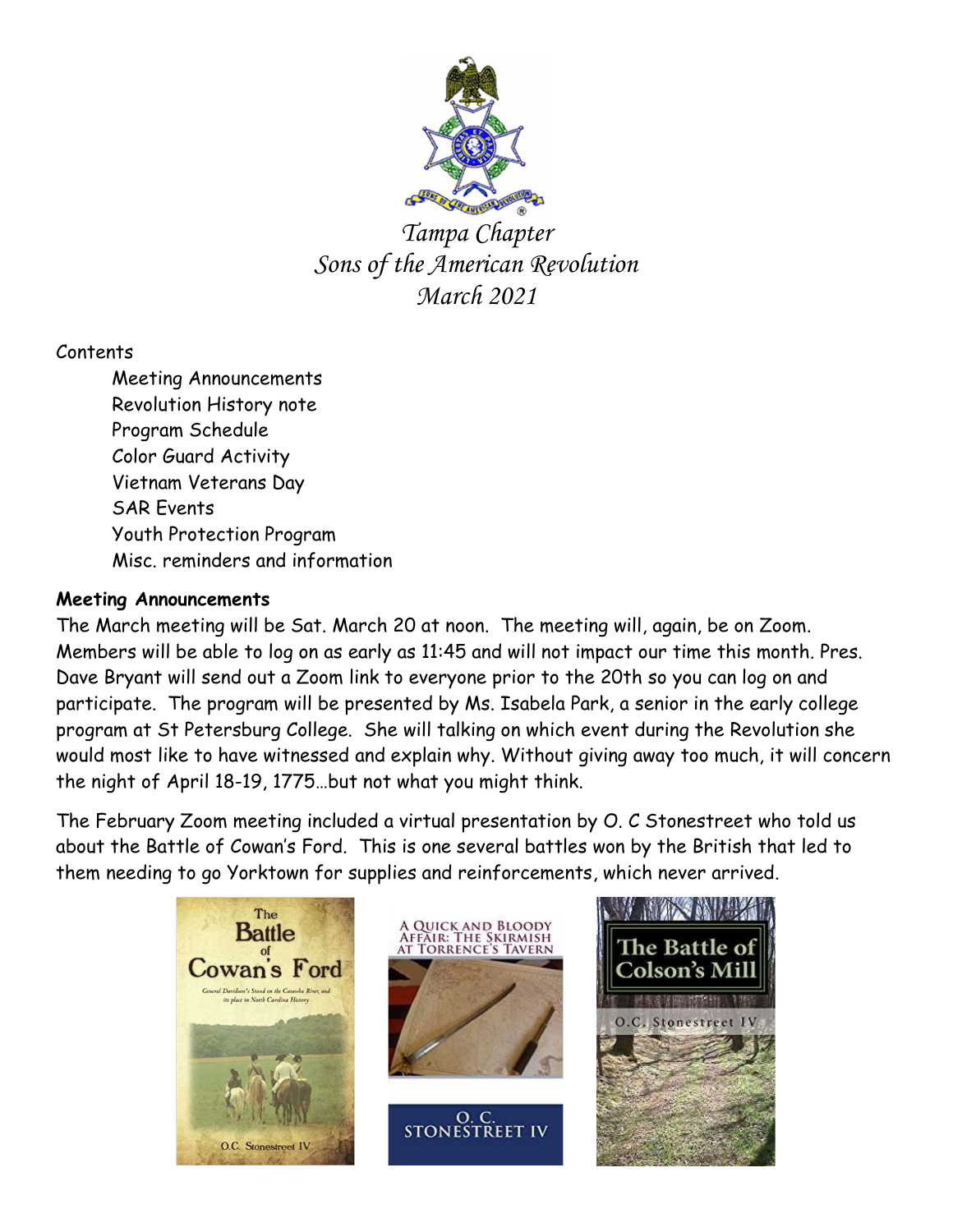*Tampa Chapter*
*Sons of the American Revolution*
*March 2021*

Contents

- Meeting Announcements
- Revolution History note
- Program Schedule
- Color Guard Activity
- Vietnam Veterans Day
- SAR Events
- Youth Protection Program
- Misc. reminders and information

**Meeting Announcements**

The March meeting will be Sat. March 20 at noon. The meeting will, again, be on Zoom. Members will be able to log on as early as 11:45 and will not impact our time this month. Pres. Dave Bryant will send out a Zoom link to everyone prior to the 20th so you can log on and participate. The program will be presented by Ms. Isabela Park, a senior in the early college program at St Petersburg College. She will talking on which event during the Revolution she would most like to have witnessed and explain why. Without giving away too much, it will concern the night of April 18-19, 1775…but not what you might think.

The February Zoom meeting included a virtual presentation by O. C Stonestreet who told us about the Battle of Cowan's Ford. This is one several battles won by the British that led to them needing to go Yorktown for supplies and reinforcements, which never arrived.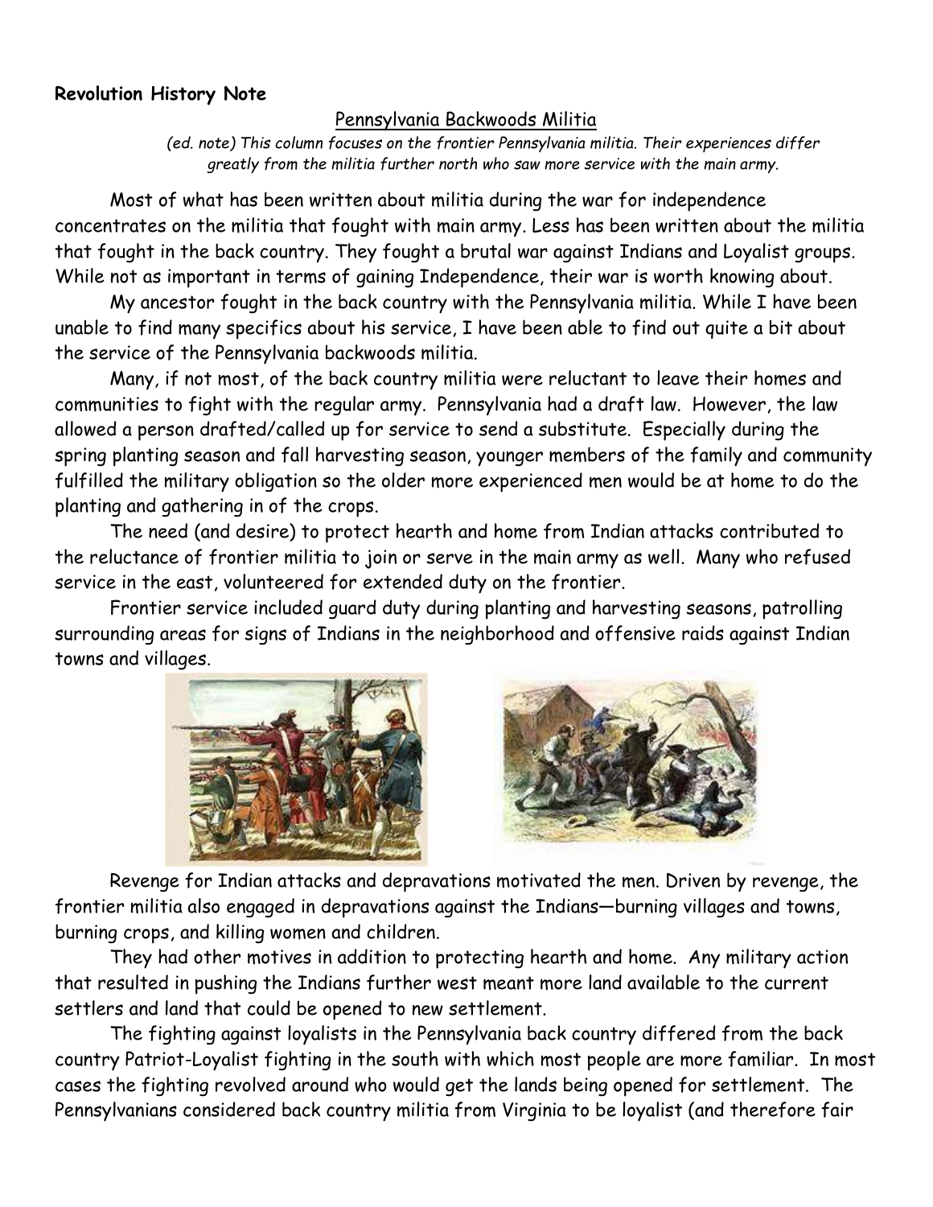**Revolution History Note**

Pennsylvania Backwoods Militia

*(ed. note) This column focuses on the frontier Pennsylvania militia. Their experiences differ greatly from the militia further north who saw more service with the main army.*

Most of what has been written about militia during the war for independence concentrates on the militia that fought with main army. Less has been written about the militia that fought in the back country. They fought a brutal war against Indians and Loyalist groups. While not as important in terms of gaining Independence, their war is worth knowing about.

My ancestor fought in the back country with the Pennsylvania militia. While I have been unable to find many specifics about his service, I have been able to find out quite a bit about the service of the Pennsylvania backwoods militia.

Many, if not most, of the back country militia were reluctant to leave their homes and communities to fight with the regular army. Pennsylvania had a draft law. However, the law allowed a person drafted/called up for service to send a substitute. Especially during the spring planting season and fall harvesting season, younger members of the family and community fulfilled the military obligation so the older more experienced men would be at home to do the planting and gathering in of the crops.

The need (and desire) to protect hearth and home from Indian attacks contributed to the reluctance of frontier militia to join or serve in the main army as well. Many who refused service in the east, volunteered for extended duty on the frontier.

Frontier service included guard duty during planting and harvesting seasons, patrolling surrounding areas for signs of Indians in the neighborhood and offensive raids against Indian towns and villages.

Revenge for Indian attacks and depravations motivated the men. Driven by revenge, the frontier militia also engaged in depravations against the Indians—burning villages and towns, burning crops, and killing women and children.

They had other motives in addition to protecting hearth and home. Any military action that resulted in pushing the Indians further west meant more land available to the current settlers and land that could be opened to new settlement.

The fighting against loyalists in the Pennsylvania back country differed from the back country Patriot-Loyalist fighting in the south with which most people are more familiar. In most cases the fighting revolved around who would get the lands being opened for settlement. The Pennsylvanians considered back country militia from Virginia to be loyalist (and therefore fair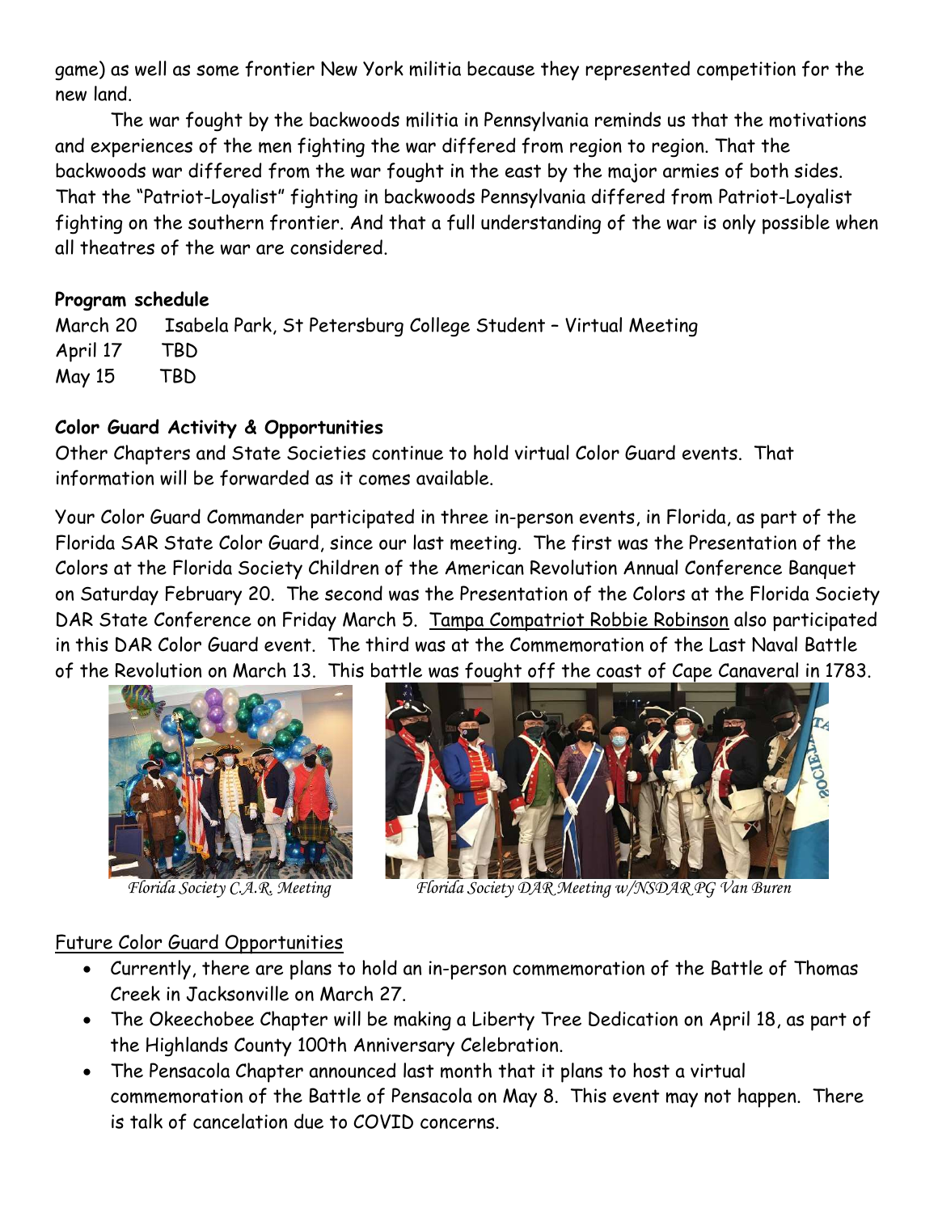game) as well as some frontier New York militia because they represented competition for the new land.

The war fought by the backwoods militia in Pennsylvania reminds us that the motivations and experiences of the men fighting the war differed from region to region. That the backwoods war differed from the war fought in the east by the major armies of both sides. That the "Patriot-Loyalist" fighting in backwoods Pennsylvania differed from Patriot-Loyalist fighting on the southern frontier. And that a full understanding of the war is only possible when all theatres of the war are considered.

**Program schedule**

March 20 Isabela Park, St Petersburg College Student – Virtual Meeting
April 17 TBD
May 15 TBD

**Color Guard Activity & Opportunities**

Other Chapters and State Societies continue to hold virtual Color Guard events. That information will be forwarded as it comes available.

Your Color Guard Commander participated in three in-person events, in Florida, as part of the Florida SAR State Color Guard, since our last meeting. The first was the Presentation of the Colors at the Florida Society Children of the American Revolution Annual Conference Banquet on Saturday February 20. The second was the Presentation of the Colors at the Florida Society DAR State Conference on Friday March 5. Tampa Compatriot Robbie Robinson also participated in this DAR Color Guard event. The third was at the Commemoration of the Last Naval Battle of the Revolution on March 13. This battle was fought off the coast of Cape Canaveral in 1783.

*Florida Society C.A.R. Meeting*

*Florida Society DAR Meeting w/NSDAR PG Van Buren*

Future Color Guard Opportunities

- Currently, there are plans to hold an in-person commemoration of the Battle of Thomas Creek in Jacksonville on March 27.
- The Okeechobee Chapter will be making a Liberty Tree Dedication on April 18, as part of the Highlands County 100th Anniversary Celebration.
- The Pensacola Chapter announced last month that it plans to host a virtual commemoration of the Battle of Pensacola on May 8. This event may not happen. There is talk of cancelation due to COVID concerns.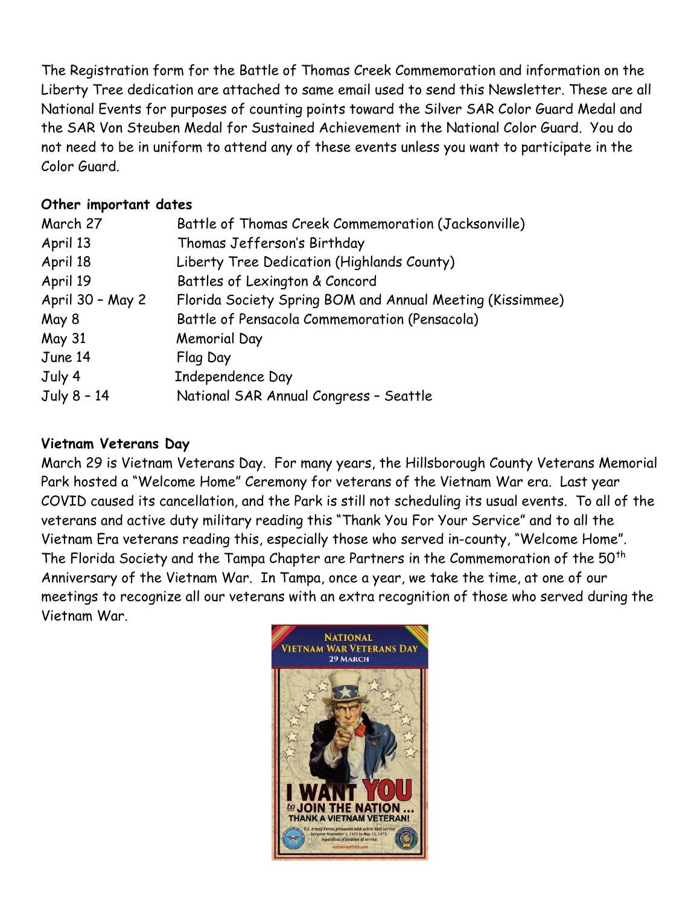The Registration form for the Battle of Thomas Creek Commemoration and information on the Liberty Tree dedication are attached to same email used to send this Newsletter. These are all National Events for purposes of counting points toward the Silver SAR Color Guard Medal and the SAR Von Steuben Medal for Sustained Achievement in the National Color Guard. You do not need to be in uniform to attend any of these events unless you want to participate in the Color Guard.

**Other important dates**

| | |
|---|---|
| March 27 | Battle of Thomas Creek Commemoration (Jacksonville) |
| April 13 | Thomas Jefferson's Birthday |
| April 18 | Liberty Tree Dedication (Highlands County) |
| April 19 | Battles of Lexington & Concord |
| April 30 – May 2 | Florida Society Spring BOM and Annual Meeting (Kissimmee) |
| May 8 | Battle of Pensacola Commemoration (Pensacola) |
| May 31 | Memorial Day |
| June 14 | Flag Day |
| July 4 | Independence Day |
| July 8 – 14 | National SAR Annual Congress – Seattle |

**Vietnam Veterans Day**

March 29 is Vietnam Veterans Day. For many years, the Hillsborough County Veterans Memorial Park hosted a "Welcome Home" Ceremony for veterans of the Vietnam War era. Last year COVID caused its cancellation, and the Park is still not scheduling its usual events. To all of the veterans and active duty military reading this "Thank You For Your Service" and to all the Vietnam Era veterans reading this, especially those who served in-county, "Welcome Home". The Florida Society and the Tampa Chapter are Partners in the Commemoration of the 50th Anniversary of the Vietnam War. In Tampa, once a year, we take the time, at one of our meetings to recognize all our veterans with an extra recognition of those who served during the Vietnam War.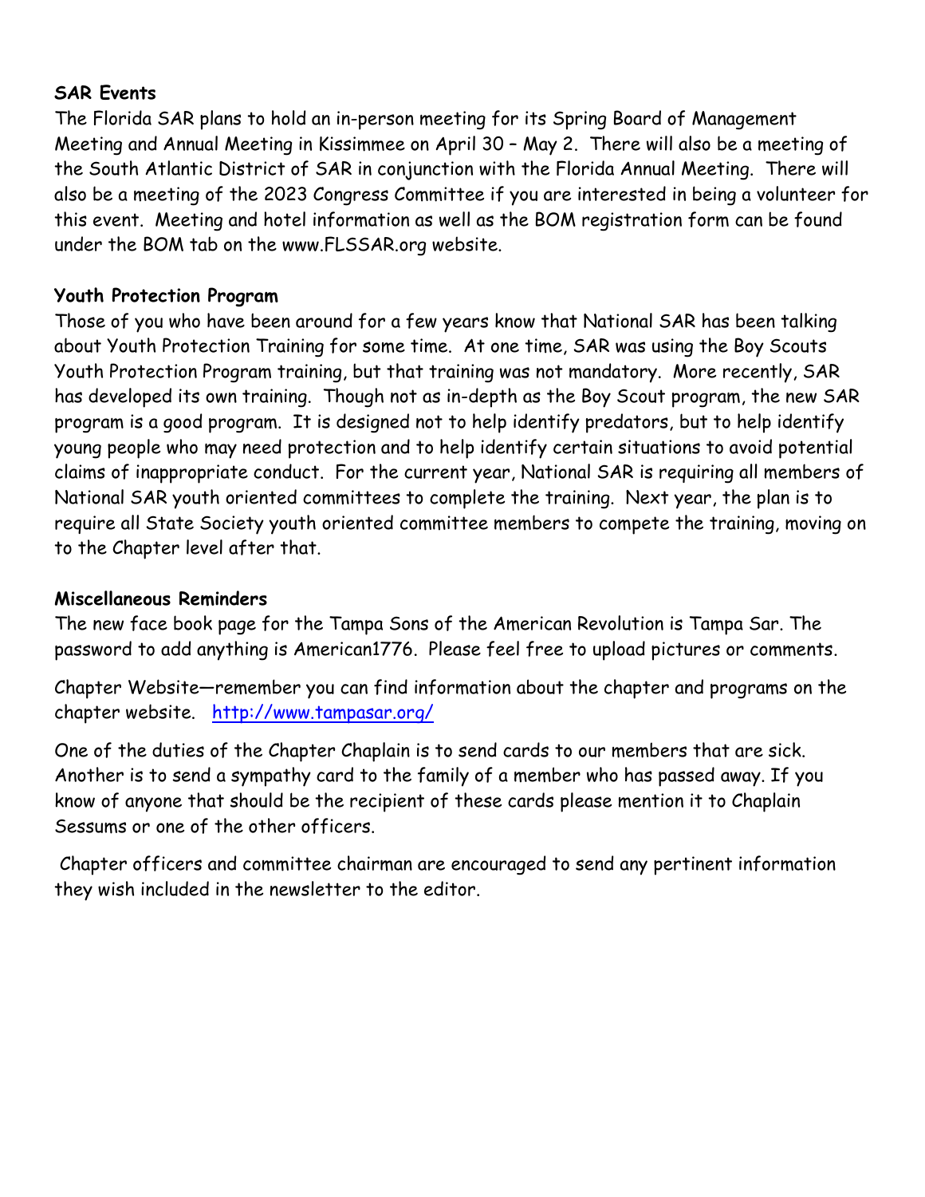**SAR Events**

The Florida SAR plans to hold an in-person meeting for its Spring Board of Management Meeting and Annual Meeting in Kissimmee on April 30 – May 2. There will also be a meeting of the South Atlantic District of SAR in conjunction with the Florida Annual Meeting. There will also be a meeting of the 2023 Congress Committee if you are interested in being a volunteer for this event. Meeting and hotel information as well as the BOM registration form can be found under the BOM tab on the www.FLSSAR.org website.

**Youth Protection Program**

Those of you who have been around for a few years know that National SAR has been talking about Youth Protection Training for some time. At one time, SAR was using the Boy Scouts Youth Protection Program training, but that training was not mandatory. More recently, SAR has developed its own training. Though not as in-depth as the Boy Scout program, the new SAR program is a good program. It is designed not to help identify predators, but to help identify young people who may need protection and to help identify certain situations to avoid potential claims of inappropriate conduct. For the current year, National SAR is requiring all members of National SAR youth oriented committees to complete the training. Next year, the plan is to require all State Society youth oriented committee members to compete the training, moving on to the Chapter level after that.

**Miscellaneous Reminders**

The new face book page for the Tampa Sons of the American Revolution is Tampa Sar. The password to add anything is American1776. Please feel free to upload pictures or comments.

Chapter Website—remember you can find information about the chapter and programs on the chapter website. [http://www.tampasar.org/](http://www.tampasar.org/)

One of the duties of the Chapter Chaplain is to send cards to our members that are sick. Another is to send a sympathy card to the family of a member who has passed away. If you know of anyone that should be the recipient of these cards please mention it to Chaplain Sessums or one of the other officers.

Chapter officers and committee chairman are encouraged to send any pertinent information they wish included in the newsletter to the editor.